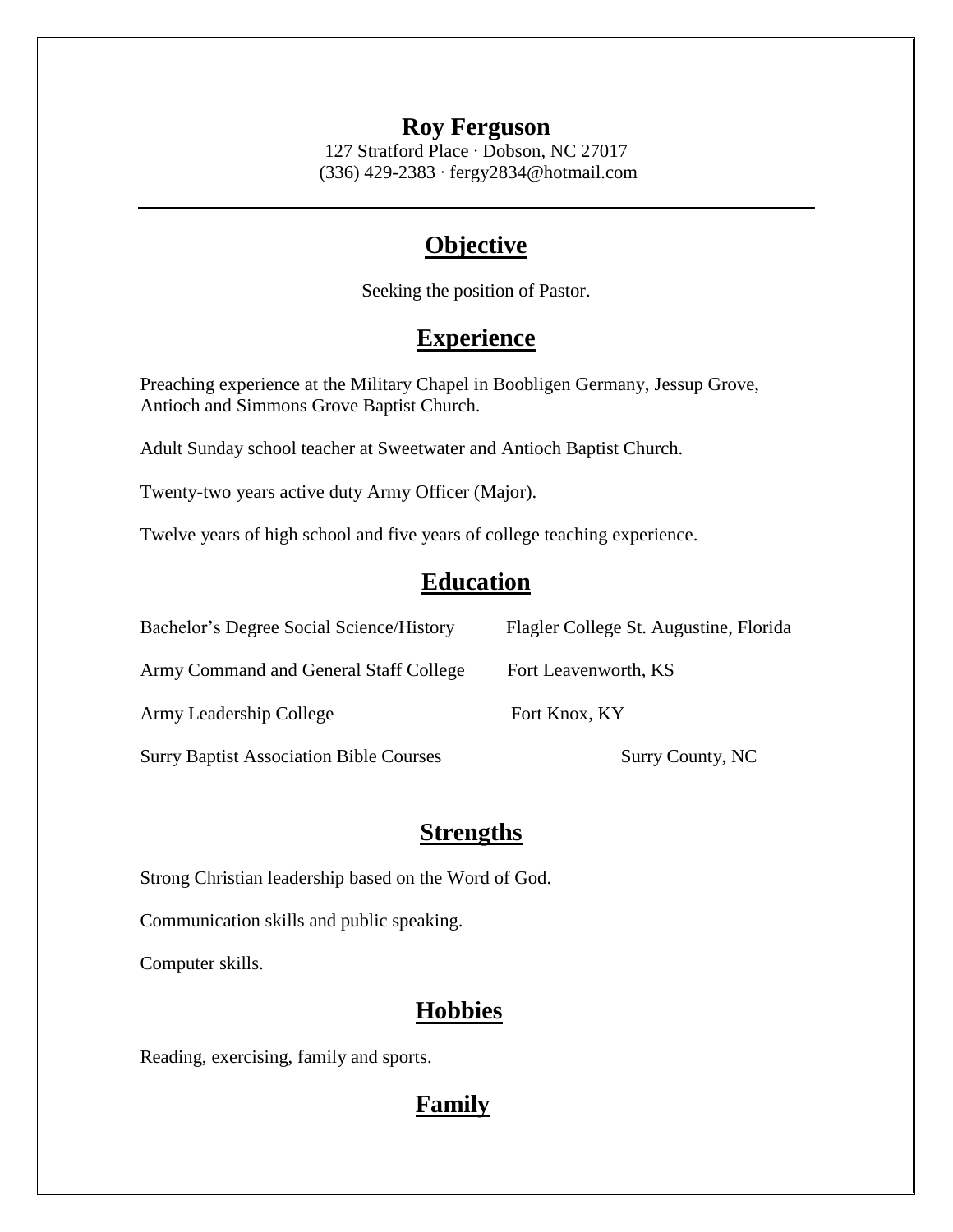# Roy Ferguson

127 Stratford Place · Dobson, NC 27017
(336) 429-2383 · fergy2834@hotmail.com

---

## Objective

Seeking the position of Pastor.

## Experience

Preaching experience at the Military Chapel in Boobligen Germany, Jessup Grove, Antioch and Simmons Grove Baptist Church.

Adult Sunday school teacher at Sweetwater and Antioch Baptist Church.

Twenty-two years active duty Army Officer (Major).

Twelve years of high school and five years of college teaching experience.

## Education

| | |
|---|---|
| Bachelor's Degree Social Science/History | Flagler College St. Augustine, Florida |
| Army Command and General Staff College | Fort Leavenworth, KS |
| Army Leadership College | Fort Knox, KY |
| Surry Baptist Association Bible Courses | Surry County, NC |

## Strengths

Strong Christian leadership based on the Word of God.

Communication skills and public speaking.

Computer skills.

## Hobbies

Reading, exercising, family and sports.

## Family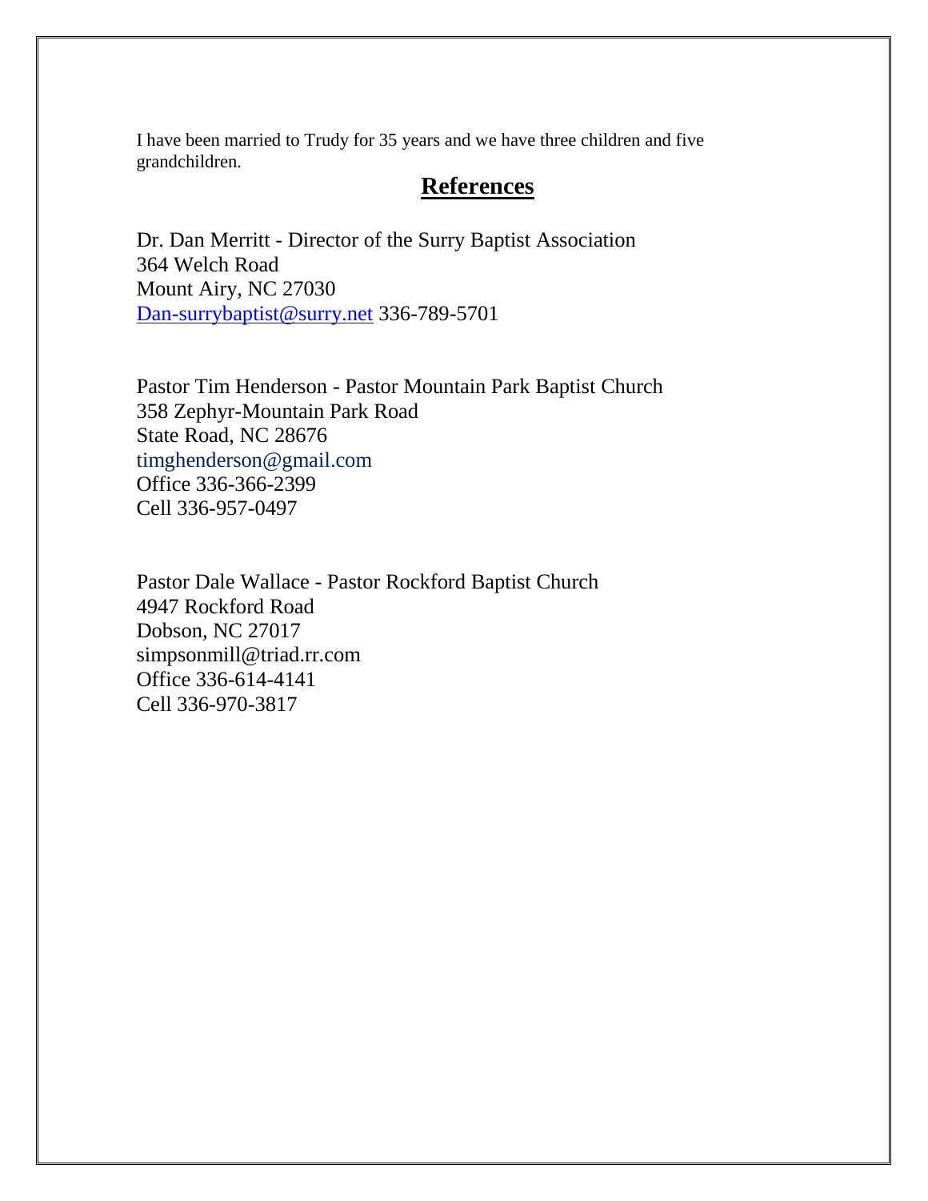I have been married to Trudy for 35 years and we have three children and five grandchildren.

## References

Dr. Dan Merritt - Director of the Surry Baptist Association
364 Welch Road
Mount Airy, NC 27030
Dan-surrybaptist@surry.net 336-789-5701

Pastor Tim Henderson - Pastor Mountain Park Baptist Church
358 Zephyr-Mountain Park Road
State Road, NC 28676
timghenderson@gmail.com
Office 336-366-2399
Cell 336-957-0497

Pastor Dale Wallace - Pastor Rockford Baptist Church
4947 Rockford Road
Dobson, NC 27017
simpsonmill@triad.rr.com
Office 336-614-4141
Cell 336-970-3817